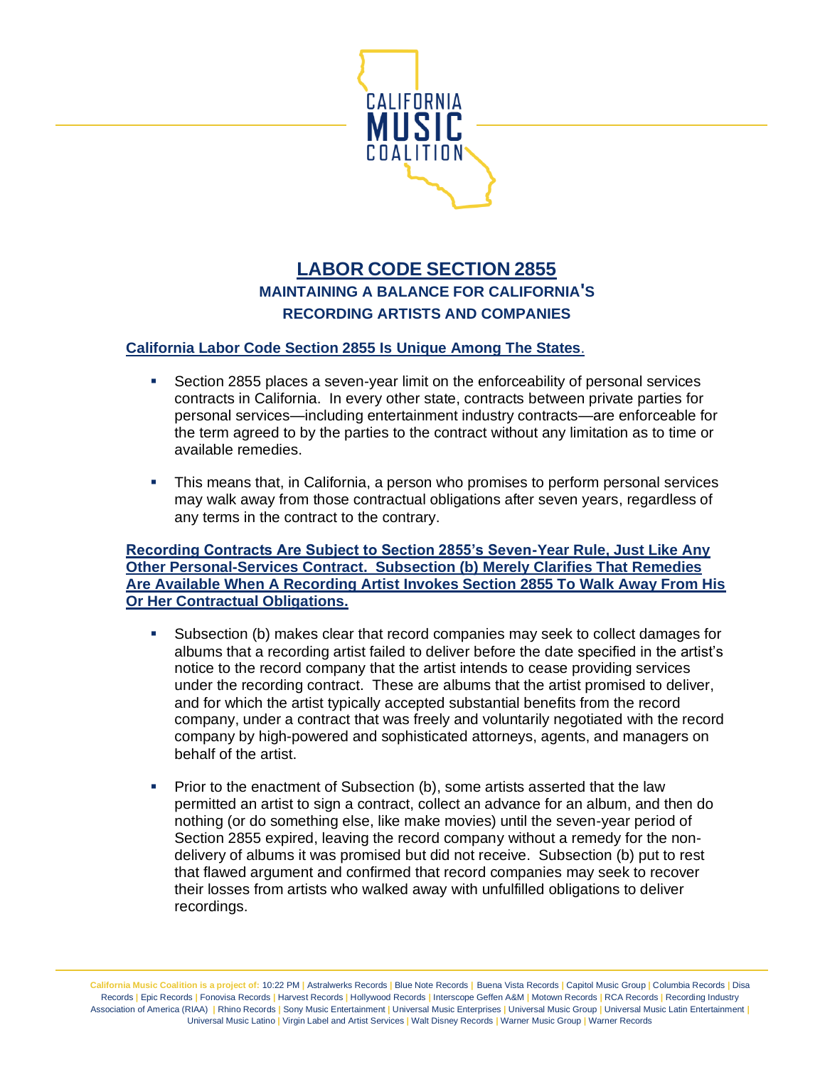CALIFORNIA MUSIC COALITION

# LABOR CODE SECTION 2855

## MAINTAINING A BALANCE FOR CALIFORNIA'S RECORDING ARTISTS AND COMPANIES

**California Labor Code Section 2855 Is Unique Among The States.**

- Section 2855 places a seven-year limit on the enforceability of personal services contracts in California. In every other state, contracts between private parties for personal services—including entertainment industry contracts—are enforceable for the term agreed to by the parties to the contract without any limitation as to time or available remedies.
- This means that, in California, a person who promises to perform personal services may walk away from those contractual obligations after seven years, regardless of any terms in the contract to the contrary.

**Recording Contracts Are Subject to Section 2855's Seven-Year Rule, Just Like Any Other Personal-Services Contract. Subsection (b) Merely Clarifies That Remedies Are Available When A Recording Artist Invokes Section 2855 To Walk Away From His Or Her Contractual Obligations.**

- Subsection (b) makes clear that record companies may seek to collect damages for albums that a recording artist failed to deliver before the date specified in the artist's notice to the record company that the artist intends to cease providing services under the recording contract. These are albums that the artist promised to deliver, and for which the artist typically accepted substantial benefits from the record company, under a contract that was freely and voluntarily negotiated with the record company by high-powered and sophisticated attorneys, agents, and managers on behalf of the artist.
- Prior to the enactment of Subsection (b), some artists asserted that the law permitted an artist to sign a contract, collect an advance for an album, and then do nothing (or do something else, like make movies) until the seven-year period of Section 2855 expired, leaving the record company without a remedy for the non-delivery of albums it was promised but did not receive. Subsection (b) put to rest that flawed argument and confirmed that record companies may seek to recover their losses from artists who walked away with unfulfilled obligations to deliver recordings.

California Music Coalition is a project of: 10:22 PM | Astralwerks Records | Blue Note Records | Buena Vista Records | Capitol Music Group | Columbia Records | Disa Records | Epic Records | Fonovisa Records | Harvest Records | Hollywood Records | Interscope Geffen A&M | Motown Records | RCA Records | Recording Industry Association of America (RIAA) | Rhino Records | Sony Music Entertainment | Universal Music Enterprises | Universal Music Group | Universal Music Latin Entertainment | Universal Music Latino | Virgin Label and Artist Services | Walt Disney Records | Warner Music Group | Warner Records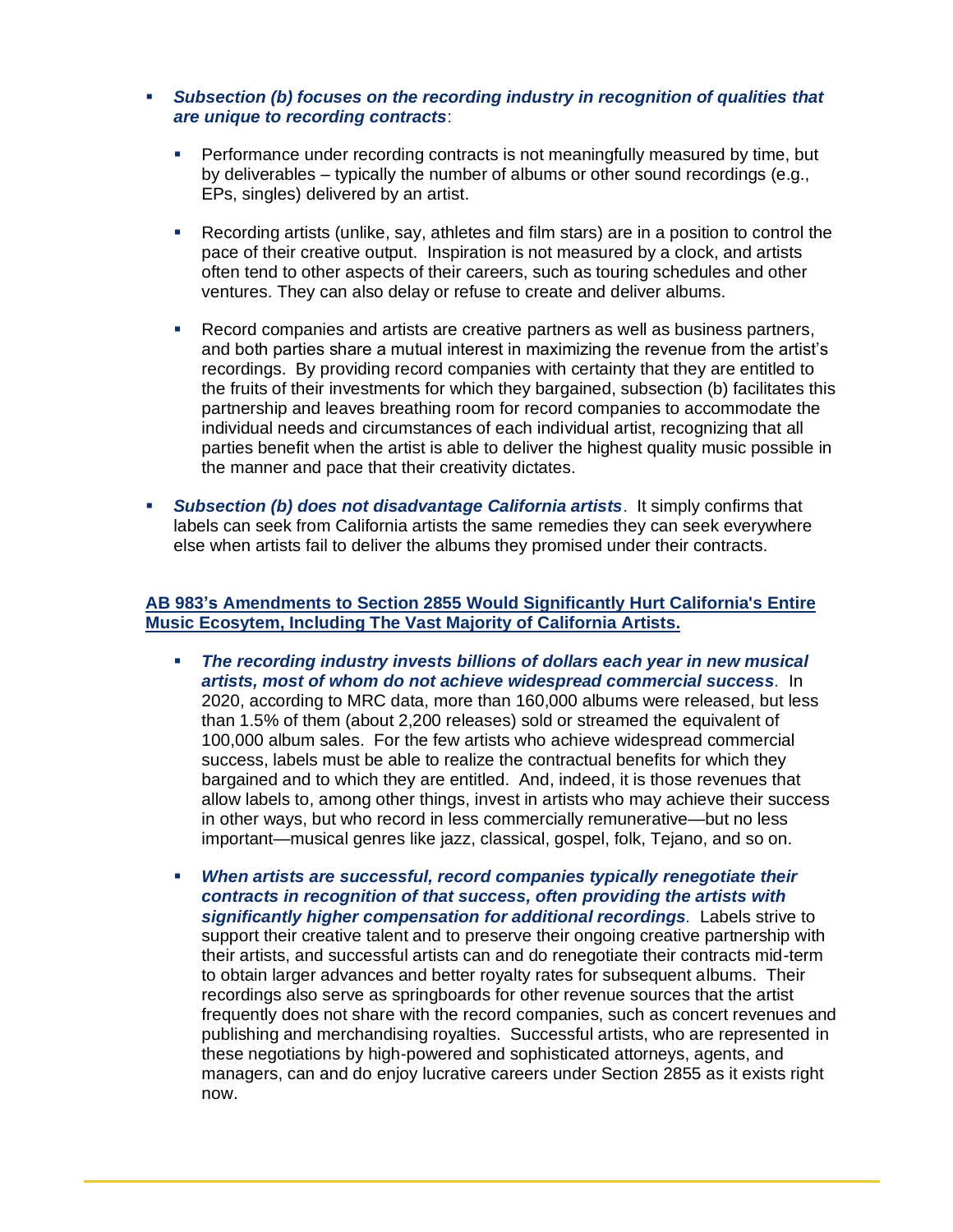- ***Subsection (b) focuses on the recording industry in recognition of qualities that are unique to recording contracts***:

  - Performance under recording contracts is not meaningfully measured by time, but by deliverables – typically the number of albums or other sound recordings (e.g., EPs, singles) delivered by an artist.

  - Recording artists (unlike, say, athletes and film stars) are in a position to control the pace of their creative output. Inspiration is not measured by a clock, and artists often tend to other aspects of their careers, such as touring schedules and other ventures. They can also delay or refuse to create and deliver albums.

  - Record companies and artists are creative partners as well as business partners, and both parties share a mutual interest in maximizing the revenue from the artist's recordings. By providing record companies with certainty that they are entitled to the fruits of their investments for which they bargained, subsection (b) facilitates this partnership and leaves breathing room for record companies to accommodate the individual needs and circumstances of each individual artist, recognizing that all parties benefit when the artist is able to deliver the highest quality music possible in the manner and pace that their creativity dictates.

- ***Subsection (b) does not disadvantage California artists***. It simply confirms that labels can seek from California artists the same remedies they can seek everywhere else when artists fail to deliver the albums they promised under their contracts.

## AB 983's Amendments to Section 2855 Would Significantly Hurt California's Entire Music Ecosytem, Including The Vast Majority of California Artists.

- ***The recording industry invests billions of dollars each year in new musical artists, most of whom do not achieve widespread commercial success***. In 2020, according to MRC data, more than 160,000 albums were released, but less than 1.5% of them (about 2,200 releases) sold or streamed the equivalent of 100,000 album sales. For the few artists who achieve widespread commercial success, labels must be able to realize the contractual benefits for which they bargained and to which they are entitled. And, indeed, it is those revenues that allow labels to, among other things, invest in artists who may achieve their success in other ways, but who record in less commercially remunerative—but no less important—musical genres like jazz, classical, gospel, folk, Tejano, and so on.

- ***When artists are successful, record companies typically renegotiate their contracts in recognition of that success, often providing the artists with significantly higher compensation for additional recordings***. Labels strive to support their creative talent and to preserve their ongoing creative partnership with their artists, and successful artists can and do renegotiate their contracts mid-term to obtain larger advances and better royalty rates for subsequent albums. Their recordings also serve as springboards for other revenue sources that the artist frequently does not share with the record companies, such as concert revenues and publishing and merchandising royalties. Successful artists, who are represented in these negotiations by high-powered and sophisticated attorneys, agents, and managers, can and do enjoy lucrative careers under Section 2855 as it exists right now.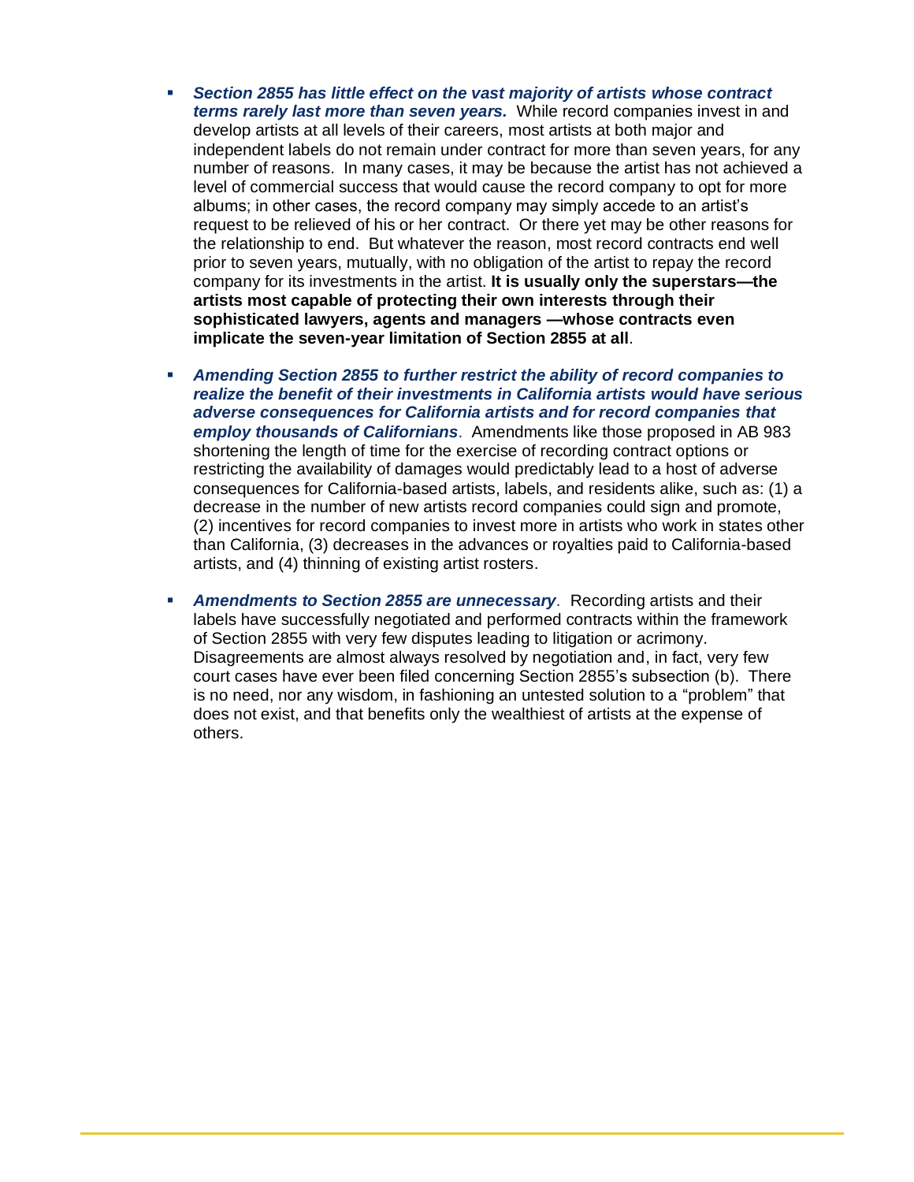- ***Section 2855 has little effect on the vast majority of artists whose contract terms rarely last more than seven years.*** While record companies invest in and develop artists at all levels of their careers, most artists at both major and independent labels do not remain under contract for more than seven years, for any number of reasons. In many cases, it may be because the artist has not achieved a level of commercial success that would cause the record company to opt for more albums; in other cases, the record company may simply accede to an artist's request to be relieved of his or her contract. Or there yet may be other reasons for the relationship to end. But whatever the reason, most record contracts end well prior to seven years, mutually, with no obligation of the artist to repay the record company for its investments in the artist. **It is usually only the superstars—the artists most capable of protecting their own interests through their sophisticated lawyers, agents and managers —whose contracts even implicate the seven-year limitation of Section 2855 at all**.

- ***Amending Section 2855 to further restrict the ability of record companies to realize the benefit of their investments in California artists would have serious adverse consequences for California artists and for record companies that employ thousands of Californians***. Amendments like those proposed in AB 983 shortening the length of time for the exercise of recording contract options or restricting the availability of damages would predictably lead to a host of adverse consequences for California-based artists, labels, and residents alike, such as: (1) a decrease in the number of new artists record companies could sign and promote, (2) incentives for record companies to invest more in artists who work in states other than California, (3) decreases in the advances or royalties paid to California-based artists, and (4) thinning of existing artist rosters.

- ***Amendments to Section 2855 are unnecessary***. Recording artists and their labels have successfully negotiated and performed contracts within the framework of Section 2855 with very few disputes leading to litigation or acrimony. Disagreements are almost always resolved by negotiation and, in fact, very few court cases have ever been filed concerning Section 2855's subsection (b). There is no need, nor any wisdom, in fashioning an untested solution to a "problem" that does not exist, and that benefits only the wealthiest of artists at the expense of others.